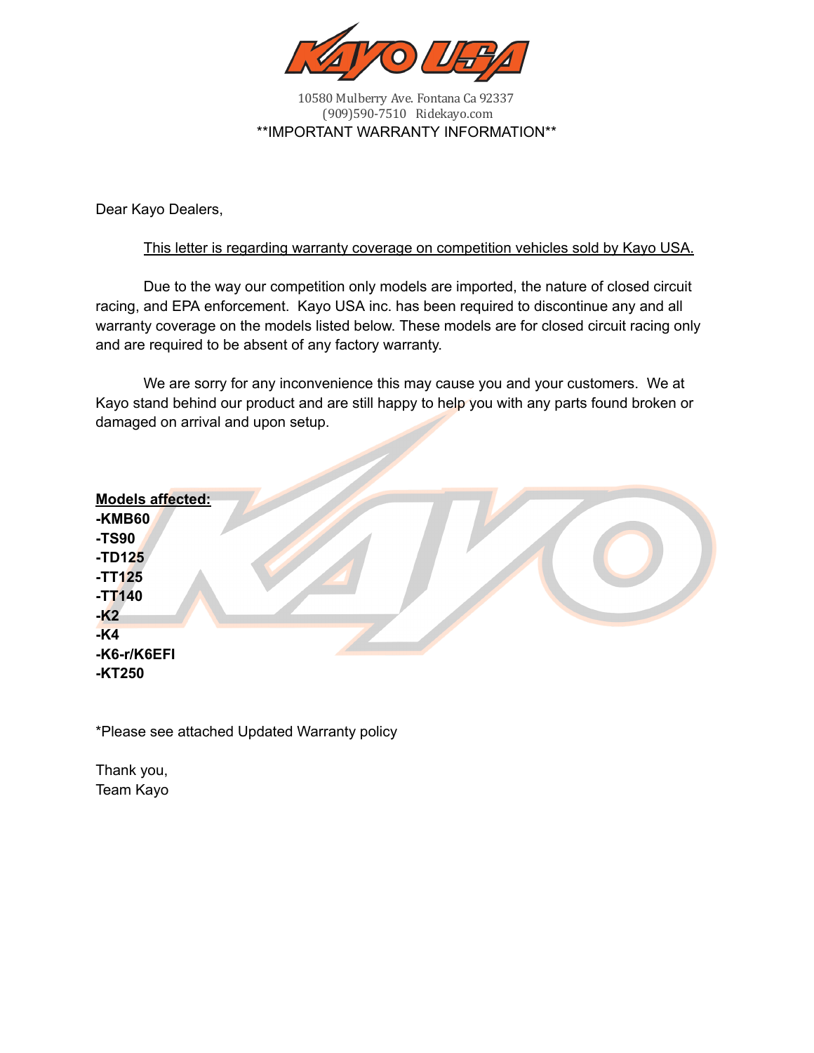# KAYO USA

10580 Mulberry Ave. Fontana Ca 92337
(909)590-7510 Ridekayo.com

**IMPORTANT WARRANTY INFORMATION**

Dear Kayo Dealers,

<u>This letter is regarding warranty coverage on competition vehicles sold by Kayo USA.</u>

Due to the way our competition only models are imported, the nature of closed circuit racing, and EPA enforcement. Kayo USA inc. has been required to discontinue any and all warranty coverage on the models listed below. These models are for closed circuit racing only and are required to be absent of any factory warranty.

We are sorry for any inconvenience this may cause you and your customers. We at Kayo stand behind our product and are still happy to help you with any parts found broken or damaged on arrival and upon setup.

**<u>Models affected:</u>**

**-KMB60**
**-TS90**
**-TD125**
**-TT125**
**-TT140**
**-K2**
**-K4**
**-K6-r/K6EFI**
**-KT250**

*Please see attached Updated Warranty policy

Thank you,
Team Kayo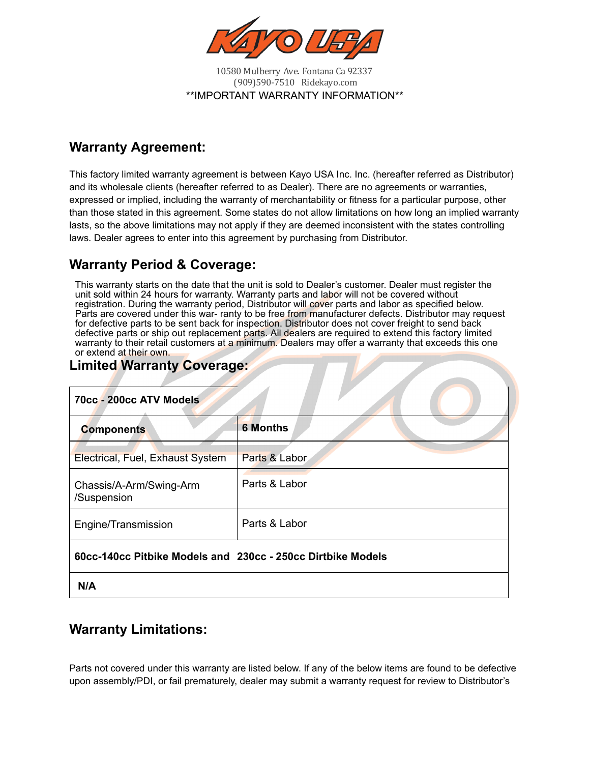10580 Mulberry Ave. Fontana Ca 92337
(909)590-7510 Ridekayo.com

**IMPORTANT WARRANTY INFORMATION**

## Warranty Agreement:

This factory limited warranty agreement is between Kayo USA Inc. Inc. (hereafter referred as Distributor) and its wholesale clients (hereafter referred to as Dealer). There are no agreements or warranties, expressed or implied, including the warranty of merchantability or fitness for a particular purpose, other than those stated in this agreement. Some states do not allow limitations on how long an implied warranty lasts, so the above limitations may not apply if they are deemed inconsistent with the states controlling laws. Dealer agrees to enter into this agreement by purchasing from Distributor.

## Warranty Period & Coverage:

This warranty starts on the date that the unit is sold to Dealer's customer. Dealer must register the unit sold within 24 hours for warranty. Warranty parts and labor will not be covered without registration. During the warranty period, Distributor will cover parts and labor as specified below. Parts are covered under this war- ranty to be free from manufacturer defects. Distributor may request for defective parts to be sent back for inspection. Distributor does not cover freight to send back defective parts or ship out replacement parts. All dealers are required to extend this factory limited warranty to their retail customers at a minimum. Dealers may offer a warranty that exceeds this one or extend at their own.

## Limited Warranty Coverage:

| **70cc - 200cc ATV Models** | |
|---|---|
| **Components** | **6 Months** |
| Electrical, Fuel, Exhaust System | Parts & Labor |
| Chassis/A-Arm/Swing-Arm /Suspension | Parts & Labor |
| Engine/Transmission | Parts & Labor |
| **60cc-140cc Pitbike Models and 230cc - 250cc Dirtbike Models** | |
| **N/A** | |

## Warranty Limitations:

Parts not covered under this warranty are listed below. If any of the below items are found to be defective upon assembly/PDI, or fail prematurely, dealer may submit a warranty request for review to Distributor's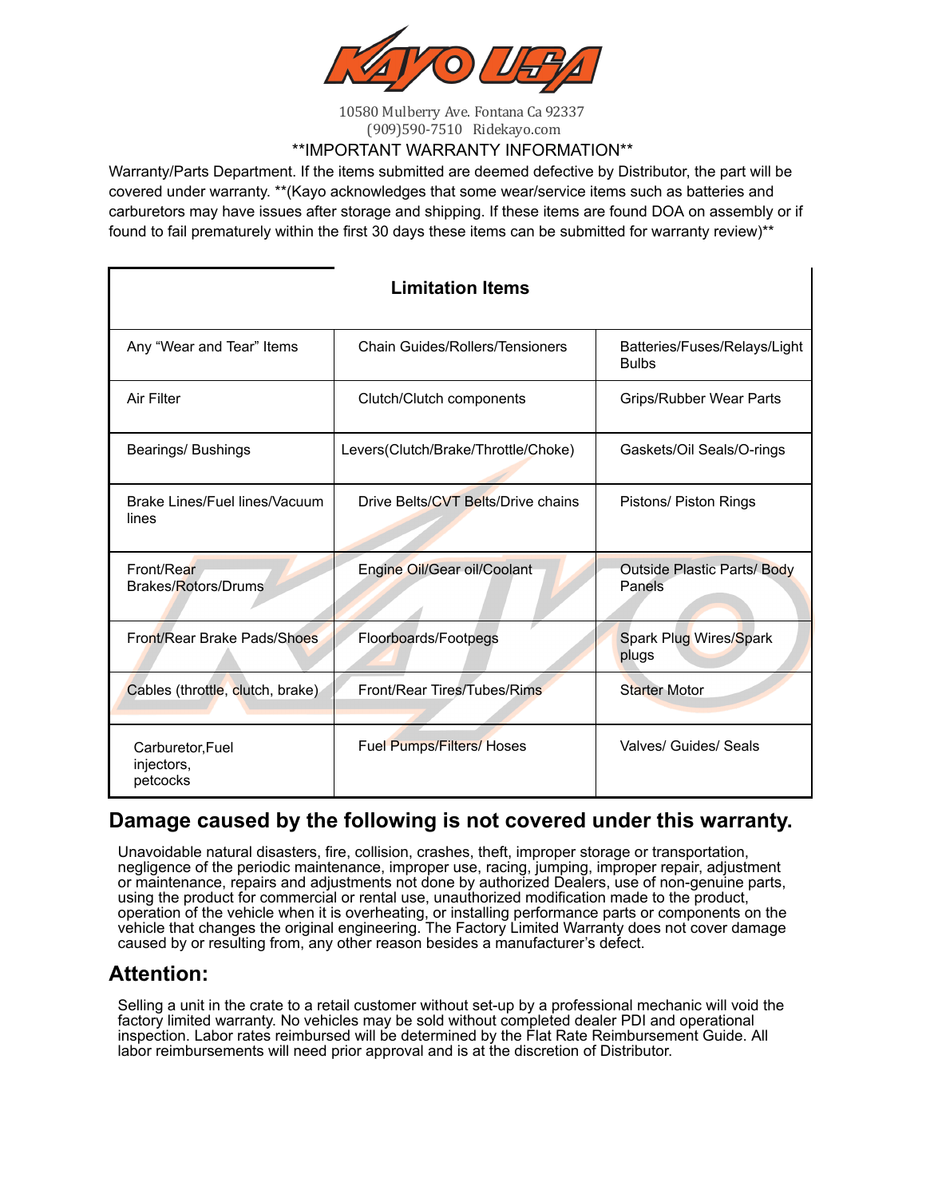10580 Mulberry Ave. Fontana Ca 92337
(909)590-7510 Ridekayo.com

**IMPORTANT WARRANTY INFORMATION**

Warranty/Parts Department. If the items submitted are deemed defective by Distributor, the part will be covered under warranty. **(Kayo acknowledges that some wear/service items such as batteries and carburetors may have issues after storage and shipping. If these items are found DOA on assembly or if found to fail prematurely within the first 30 days these items can be submitted for warranty review)**

| Limitation Items | | |
|---|---|---|
| Any “Wear and Tear” Items | Chain Guides/Rollers/Tensioners | Batteries/Fuses/Relays/Light Bulbs |
| Air Filter | Clutch/Clutch components | Grips/Rubber Wear Parts |
| Bearings/ Bushings | Levers(Clutch/Brake/Throttle/Choke) | Gaskets/Oil Seals/O-rings |
| Brake Lines/Fuel lines/Vacuum lines | Drive Belts/CVT Belts/Drive chains | Pistons/ Piston Rings |
| Front/Rear Brakes/Rotors/Drums | Engine Oil/Gear oil/Coolant | Outside Plastic Parts/ Body Panels |
| Front/Rear Brake Pads/Shoes | Floorboards/Footpegs | Spark Plug Wires/Spark plugs |
| Cables (throttle, clutch, brake) | Front/Rear Tires/Tubes/Rims | Starter Motor |
| Carburetor,Fuel injectors, petcocks | Fuel Pumps/Filters/ Hoses | Valves/ Guides/ Seals |

## Damage caused by the following is not covered under this warranty.

Unavoidable natural disasters, fire, collision, crashes, theft, improper storage or transportation, negligence of the periodic maintenance, improper use, racing, jumping, improper repair, adjustment or maintenance, repairs and adjustments not done by authorized Dealers, use of non-genuine parts, using the product for commercial or rental use, unauthorized modification made to the product, operation of the vehicle when it is overheating, or installing performance parts or components on the vehicle that changes the original engineering. The Factory Limited Warranty does not cover damage caused by or resulting from, any other reason besides a manufacturer’s defect.

## Attention:

Selling a unit in the crate to a retail customer without set-up by a professional mechanic will void the factory limited warranty. No vehicles may be sold without completed dealer PDI and operational inspection. Labor rates reimbursed will be determined by the Flat Rate Reimbursement Guide. All labor reimbursements will need prior approval and is at the discretion of Distributor.